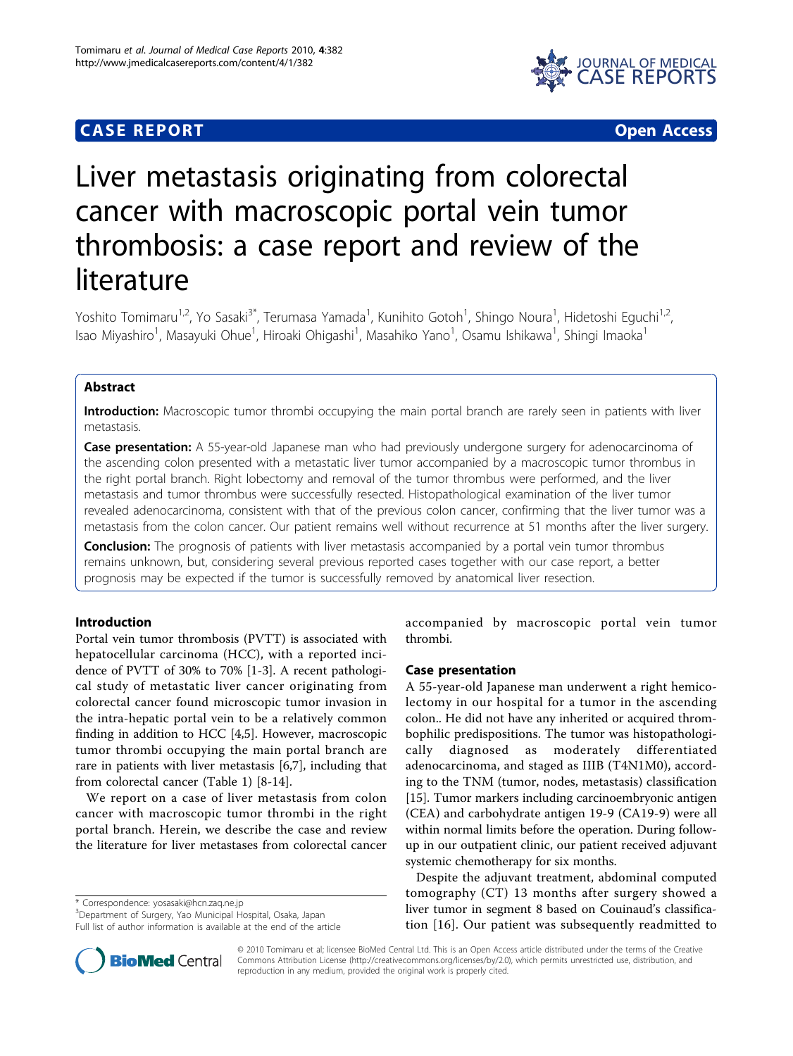# CASE REPORT

**Open Access**

# Liver metastasis originating from colorectal cancer with macroscopic portal vein tumor thrombosis: a case report and review of the literature

Yoshito Tomimaru[1,2], Yo Sasaki[3*], Terumasa Yamada[1], Kunihito Gotoh[1], Shingo Noura[1], Hidetoshi Eguchi[1,2], Isao Miyashiro[1], Masayuki Ohue[1], Hiroaki Ohigashi[1], Masahiko Yano[1], Osamu Ishikawa[1], Shingi Imaoka[1]

## Abstract

**Introduction:** Macroscopic tumor thrombi occupying the main portal branch are rarely seen in patients with liver metastasis.

**Case presentation:** A 55-year-old Japanese man who had previously undergone surgery for adenocarcinoma of the ascending colon presented with a metastatic liver tumor accompanied by a macroscopic tumor thrombus in the right portal branch. Right lobectomy and removal of the tumor thrombus were performed, and the liver metastasis and tumor thrombus were successfully resected. Histopathological examination of the liver tumor revealed adenocarcinoma, consistent with that of the previous colon cancer, confirming that the liver tumor was a metastasis from the colon cancer. Our patient remains well without recurrence at 51 months after the liver surgery.

**Conclusion:** The prognosis of patients with liver metastasis accompanied by a portal vein tumor thrombus remains unknown, but, considering several previous reported cases together with our case report, a better prognosis may be expected if the tumor is successfully removed by anatomical liver resection.

## Introduction

Portal vein tumor thrombosis (PVTT) is associated with hepatocellular carcinoma (HCC), with a reported incidence of PVTT of 30% to 70% [1-3]. A recent pathological study of metastatic liver cancer originating from colorectal cancer found microscopic tumor invasion in the intra-hepatic portal vein to be a relatively common finding in addition to HCC [4,5]. However, macroscopic tumor thrombi occupying the main portal branch are rare in patients with liver metastasis [6,7], including that from colorectal cancer (Table 1) [8-14].

We report on a case of liver metastasis from colon cancer with macroscopic tumor thrombi in the right portal branch. Herein, we describe the case and review the literature for liver metastases from colorectal cancer accompanied by macroscopic portal vein tumor thrombi.

## Case presentation

A 55-year-old Japanese man underwent a right hemicolectomy in our hospital for a tumor in the ascending colon.. He did not have any inherited or acquired thrombophilic predispositions. The tumor was histopathologically diagnosed as moderately differentiated adenocarcinoma, and staged as IIIB (T4N1M0), according to the TNM (tumor, nodes, metastasis) classification [15]. Tumor markers including carcinoembryonic antigen (CEA) and carbohydrate antigen 19-9 (CA19-9) were all within normal limits before the operation. During follow-up in our outpatient clinic, our patient received adjuvant systemic chemotherapy for six months.

Despite the adjuvant treatment, abdominal computed tomography (CT) 13 months after surgery showed a liver tumor in segment 8 based on Couinaud's classification [16]. Our patient was subsequently readmitted to

\* Correspondence: yosasaki@hcn.zaq.ne.jp
[3]Department of Surgery, Yao Municipal Hospital, Osaka, Japan
Full list of author information is available at the end of the article

© 2010 Tomimaru et al; licensee BioMed Central Ltd. This is an Open Access article distributed under the terms of the Creative Commons Attribution License (http://creativecommons.org/licenses/by/2.0), which permits unrestricted use, distribution, and reproduction in any medium, provided the original work is properly cited.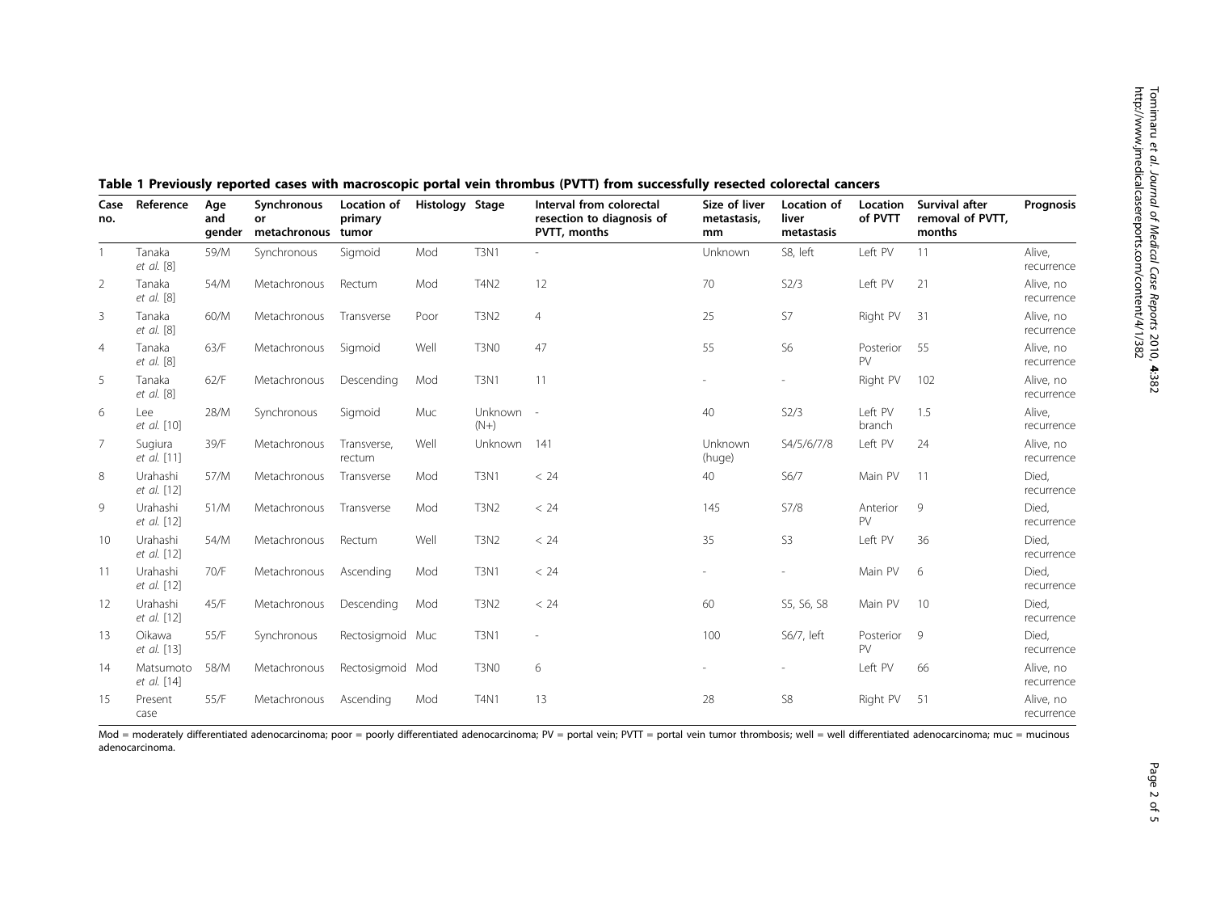**Table 1 Previously reported cases with macroscopic portal vein thrombus (PVTT) from successfully resected colorectal cancers**

| Case no. | Reference | Age and gender | Synchronous or metachronous | Location of primary tumor | Histology | Stage | Interval from colorectal resection to diagnosis of PVTT, months | Size of liver metastasis, mm | Location of liver metastasis | Location of PVTT | Survival after removal of PVTT, months | Prognosis |
|---|---|---|---|---|---|---|---|---|---|---|---|---|
| 1 | Tanaka *et al.* [8] | 59/M | Synchronous | Sigmoid | Mod | T3N1 | - | Unknown | S8, left | Left PV | 11 | Alive, recurrence |
| 2 | Tanaka *et al.* [8] | 54/M | Metachronous | Rectum | Mod | T4N2 | 12 | 70 | S2/3 | Left PV | 21 | Alive, no recurrence |
| 3 | Tanaka *et al.* [8] | 60/M | Metachronous | Transverse | Poor | T3N2 | 4 | 25 | S7 | Right PV | 31 | Alive, no recurrence |
| 4 | Tanaka *et al.* [8] | 63/F | Metachronous | Sigmoid | Well | T3N0 | 47 | 55 | S6 | Posterior PV | 55 | Alive, no recurrence |
| 5 | Tanaka *et al.* [8] | 62/F | Metachronous | Descending | Mod | T3N1 | 11 | - | - | Right PV | 102 | Alive, no recurrence |
| 6 | Lee *et al.* [10] | 28/M | Synchronous | Sigmoid | Muc | Unknown (N+) | - | 40 | S2/3 | Left PV branch | 1.5 | Alive, recurrence |
| 7 | Sugiura *et al.* [11] | 39/F | Metachronous | Transverse, rectum | Well | Unknown | 141 | Unknown (huge) | S4/5/6/7/8 | Left PV | 24 | Alive, no recurrence |
| 8 | Urahashi *et al.* [12] | 57/M | Metachronous | Transverse | Mod | T3N1 | < 24 | 40 | S6/7 | Main PV | 11 | Died, recurrence |
| 9 | Urahashi *et al.* [12] | 51/M | Metachronous | Transverse | Mod | T3N2 | < 24 | 145 | S7/8 | Anterior PV | 9 | Died, recurrence |
| 10 | Urahashi *et al.* [12] | 54/M | Metachronous | Rectum | Well | T3N2 | < 24 | 35 | S3 | Left PV | 36 | Died, recurrence |
| 11 | Urahashi *et al.* [12] | 70/F | Metachronous | Ascending | Mod | T3N1 | < 24 | - | - | Main PV | 6 | Died, recurrence |
| 12 | Urahashi *et al.* [12] | 45/F | Metachronous | Descending | Mod | T3N2 | < 24 | 60 | S5, S6, S8 | Main PV | 10 | Died, recurrence |
| 13 | Oikawa *et al.* [13] | 55/F | Synchronous | Rectosigmoid | Muc | T3N1 | - | 100 | S6/7, left | Posterior PV | 9 | Died, recurrence |
| 14 | Matsumoto *et al.* [14] | 58/M | Metachronous | Rectosigmoid | Mod | T3N0 | 6 | - | - | Left PV | 66 | Alive, no recurrence |
| 15 | Present case | 55/F | Metachronous | Ascending | Mod | T4N1 | 13 | 28 | S8 | Right PV | 51 | Alive, no recurrence |

Mod = moderately differentiated adenocarcinoma; poor = poorly differentiated adenocarcinoma; PV = portal vein; PVTT = portal vein tumor thrombosis; well = well differentiated adenocarcinoma; muc = mucinous adenocarcinoma.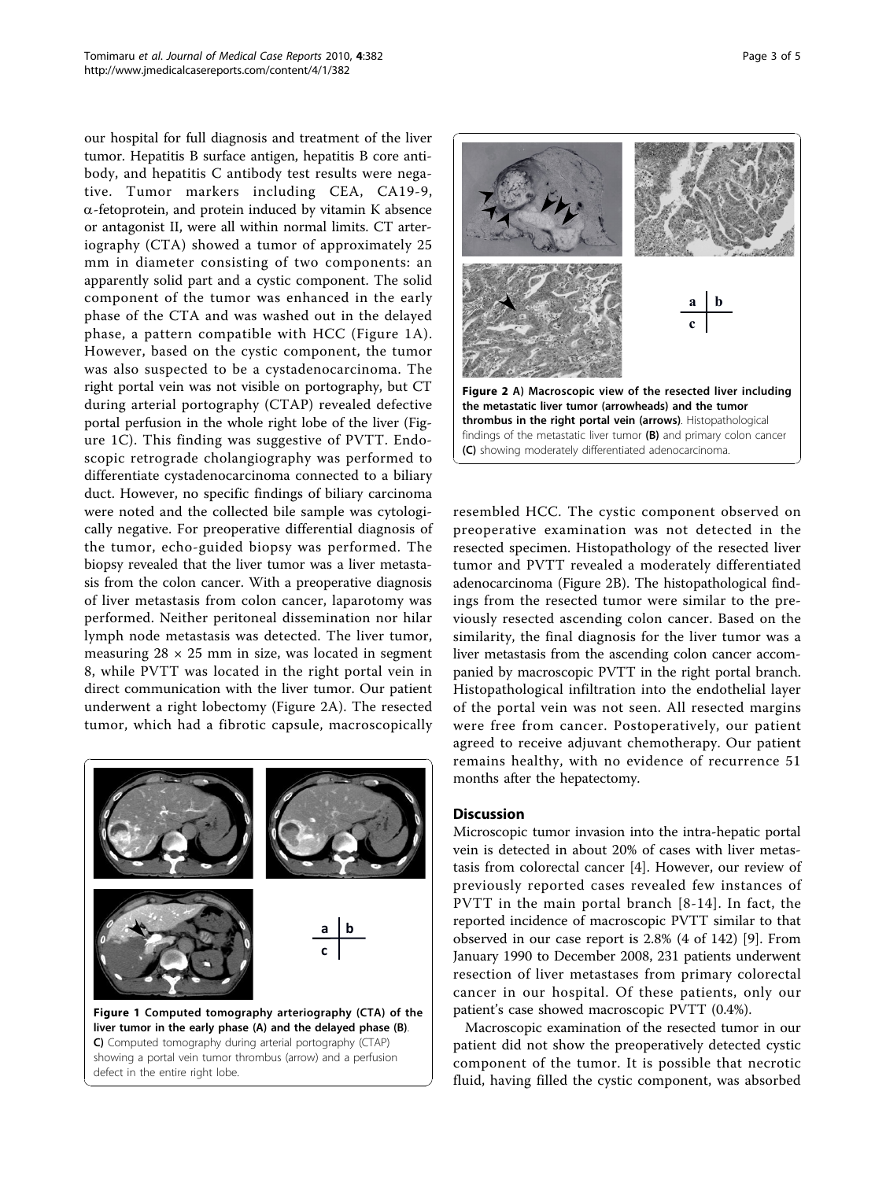our hospital for full diagnosis and treatment of the liver tumor. Hepatitis B surface antigen, hepatitis B core antibody, and hepatitis C antibody test results were negative. Tumor markers including CEA, CA19-9, α-fetoprotein, and protein induced by vitamin K absence or antagonist II, were all within normal limits. CT arteriography (CTA) showed a tumor of approximately 25 mm in diameter consisting of two components: an apparently solid part and a cystic component. The solid component of the tumor was enhanced in the early phase of the CTA and was washed out in the delayed phase, a pattern compatible with HCC (Figure 1A). However, based on the cystic component, the tumor was also suspected to be a cystadenocarcinoma. The right portal vein was not visible on portography, but CT during arterial portography (CTAP) revealed defective portal perfusion in the whole right lobe of the liver (Figure 1C). This finding was suggestive of PVTT. Endoscopic retrograde cholangiography was performed to differentiate cystadenocarcinoma connected to a biliary duct. However, no specific findings of biliary carcinoma were noted and the collected bile sample was cytologically negative. For preoperative differential diagnosis of the tumor, echo-guided biopsy was performed. The biopsy revealed that the liver tumor was a liver metastasis from the colon cancer. With a preoperative diagnosis of liver metastasis from colon cancer, laparotomy was performed. Neither peritoneal dissemination nor hilar lymph node metastasis was detected. The liver tumor, measuring 28 × 25 mm in size, was located in segment 8, while PVTT was located in the right portal vein in direct communication with the liver tumor. Our patient underwent a right lobectomy (Figure 2A). The resected tumor, which had a fibrotic capsule, macroscopically resembled HCC. The cystic component observed on preoperative examination was not detected in the resected specimen. Histopathology of the resected liver tumor and PVTT revealed a moderately differentiated adenocarcinoma (Figure 2B). The histopathological findings from the resected tumor were similar to the previously resected ascending colon cancer. Based on the similarity, the final diagnosis for the liver tumor was a liver metastasis from the ascending colon cancer accompanied by macroscopic PVTT in the right portal branch. Histopathological infiltration into the endothelial layer of the portal vein was not seen. All resected margins were free from cancer. Postoperatively, our patient agreed to receive adjuvant chemotherapy. Our patient remains healthy, with no evidence of recurrence 51 months after the hepatectomy.

**Figure 1 Computed tomography arteriography (CTA) of the liver tumor in the early phase (A) and the delayed phase (B). C)** Computed tomography during arterial portography (CTAP) showing a portal vein tumor thrombus (arrow) and a perfusion defect in the entire right lobe.

**Figure 2 A) Macroscopic view of the resected liver including the metastatic liver tumor (arrowheads) and the tumor thrombus in the right portal vein (arrows).** Histopathological findings of the metastatic liver tumor **(B)** and primary colon cancer **(C)** showing moderately differentiated adenocarcinoma.

## Discussion

Microscopic tumor invasion into the intra-hepatic portal vein is detected in about 20% of cases with liver metastasis from colorectal cancer [4]. However, our review of previously reported cases revealed few instances of PVTT in the main portal branch [8-14]. In fact, the reported incidence of macroscopic PVTT similar to that observed in our case report is 2.8% (4 of 142) [9]. From January 1990 to December 2008, 231 patients underwent resection of liver metastases from primary colorectal cancer in our hospital. Of these patients, only our patient's case showed macroscopic PVTT (0.4%).

Macroscopic examination of the resected tumor in our patient did not show the preoperatively detected cystic component of the tumor. It is possible that necrotic fluid, having filled the cystic component, was absorbed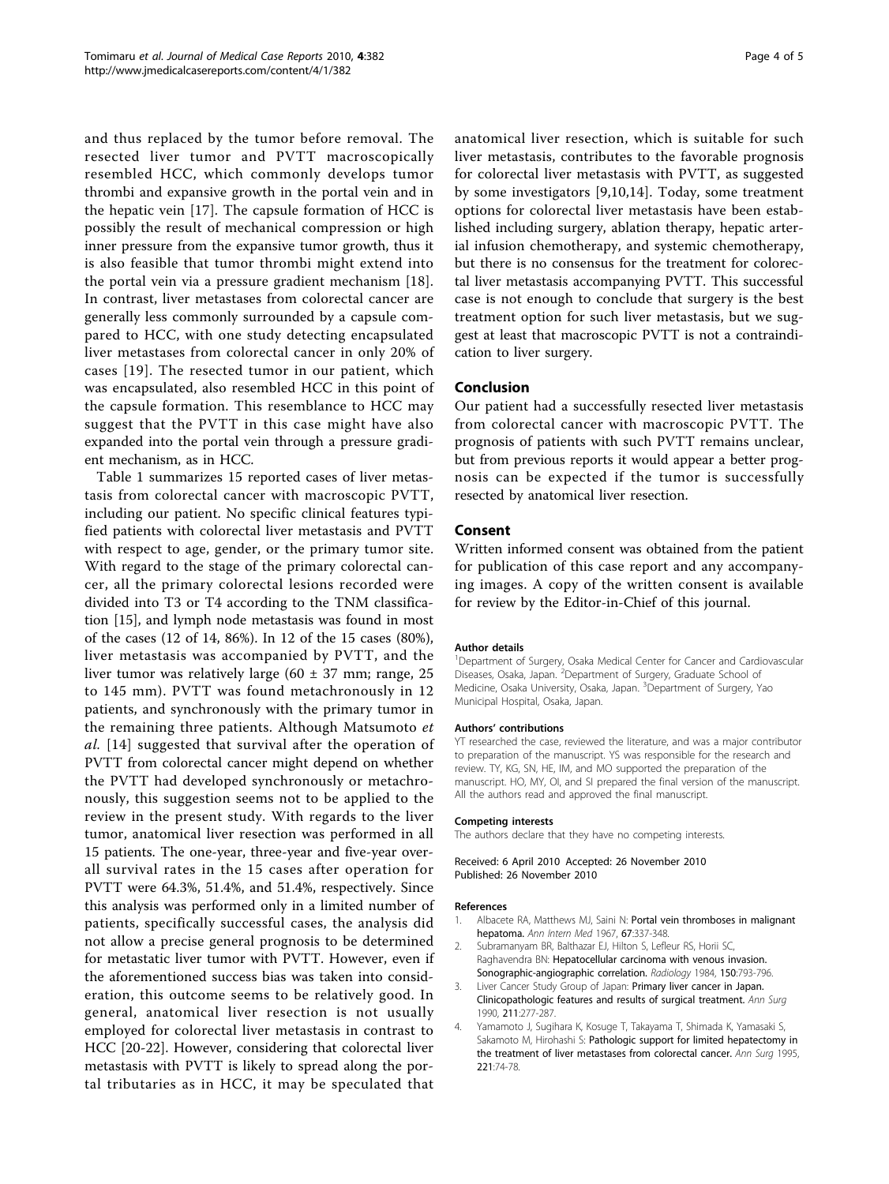and thus replaced by the tumor before removal. The resected liver tumor and PVTT macroscopically resembled HCC, which commonly develops tumor thrombi and expansive growth in the portal vein and in the hepatic vein [17]. The capsule formation of HCC is possibly the result of mechanical compression or high inner pressure from the expansive tumor growth, thus it is also feasible that tumor thrombi might extend into the portal vein via a pressure gradient mechanism [18]. In contrast, liver metastases from colorectal cancer are generally less commonly surrounded by a capsule compared to HCC, with one study detecting encapsulated liver metastases from colorectal cancer in only 20% of cases [19]. The resected tumor in our patient, which was encapsulated, also resembled HCC in this point of the capsule formation. This resemblance to HCC may suggest that the PVTT in this case might have also expanded into the portal vein through a pressure gradient mechanism, as in HCC.

Table 1 summarizes 15 reported cases of liver metastasis from colorectal cancer with macroscopic PVTT, including our patient. No specific clinical features typified patients with colorectal liver metastasis and PVTT with respect to age, gender, or the primary tumor site. With regard to the stage of the primary colorectal cancer, all the primary colorectal lesions recorded were divided into T3 or T4 according to the TNM classification [15], and lymph node metastasis was found in most of the cases (12 of 14, 86%). In 12 of the 15 cases (80%), liver metastasis was accompanied by PVTT, and the liver tumor was relatively large (60 ± 37 mm; range, 25 to 145 mm). PVTT was found metachronously in 12 patients, and synchronously with the primary tumor in the remaining three patients. Although Matsumoto *et al.* [14] suggested that survival after the operation of PVTT from colorectal cancer might depend on whether the PVTT had developed synchronously or metachronously, this suggestion seems not to be applied to the review in the present study. With regards to the liver tumor, anatomical liver resection was performed in all 15 patients. The one-year, three-year and five-year overall survival rates in the 15 cases after operation for PVTT were 64.3%, 51.4%, and 51.4%, respectively. Since this analysis was performed only in a limited number of patients, specifically successful cases, the analysis did not allow a precise general prognosis to be determined for metastatic liver tumor with PVTT. However, even if the aforementioned success bias was taken into consideration, this outcome seems to be relatively good. In general, anatomical liver resection is not usually employed for colorectal liver metastasis in contrast to HCC [20-22]. However, considering that colorectal liver metastasis with PVTT is likely to spread along the portal tributaries as in HCC, it may be speculated that anatomical liver resection, which is suitable for such liver metastasis, contributes to the favorable prognosis for colorectal liver metastasis with PVTT, as suggested by some investigators [9,10,14]. Today, some treatment options for colorectal liver metastasis have been established including surgery, ablation therapy, hepatic arterial infusion chemotherapy, and systemic chemotherapy, but there is no consensus for the treatment for colorectal liver metastasis accompanying PVTT. This successful case is not enough to conclude that surgery is the best treatment option for such liver metastasis, but we suggest at least that macroscopic PVTT is not a contraindication to liver surgery.

## Conclusion

Our patient had a successfully resected liver metastasis from colorectal cancer with macroscopic PVTT. The prognosis of patients with such PVTT remains unclear, but from previous reports it would appear a better prognosis can be expected if the tumor is successfully resected by anatomical liver resection.

## Consent

Written informed consent was obtained from the patient for publication of this case report and any accompanying images. A copy of the written consent is available for review by the Editor-in-Chief of this journal.

#### Author details

[1]Department of Surgery, Osaka Medical Center for Cancer and Cardiovascular Diseases, Osaka, Japan. [2]Department of Surgery, Graduate School of Medicine, Osaka University, Osaka, Japan. [3]Department of Surgery, Yao Municipal Hospital, Osaka, Japan.

#### Authors' contributions

YT researched the case, reviewed the literature, and was a major contributor to preparation of the manuscript. YS was responsible for the research and review. TY, KG, SN, HE, IM, and MO supported the preparation of the manuscript. HO, MY, OI, and SI prepared the final version of the manuscript. All the authors read and approved the final manuscript.

#### Competing interests

The authors declare that they have no competing interests.

Received: 6 April 2010 Accepted: 26 November 2010
Published: 26 November 2010

#### References

1. Albacete RA, Matthews MJ, Saini N: **Portal vein thromboses in malignant hepatoma.** *Ann Intern Med* 1967, **67**:337-348.
2. Subramanyam BR, Balthazar EJ, Hilton S, Lefleur RS, Horii SC, Raghavendra BN: **Hepatocellular carcinoma with venous invasion. Sonographic-angiographic correlation.** *Radiology* 1984, **150**:793-796.
3. Liver Cancer Study Group of Japan: **Primary liver cancer in Japan. Clinicopathologic features and results of surgical treatment.** *Ann Surg* 1990, **211**:277-287.
4. Yamamoto J, Sugihara K, Kosuge T, Takayama T, Shimada K, Yamasaki S, Sakamoto M, Hirohashi S: **Pathologic support for limited hepatectomy in the treatment of liver metastases from colorectal cancer.** *Ann Surg* 1995, **221**:74-78.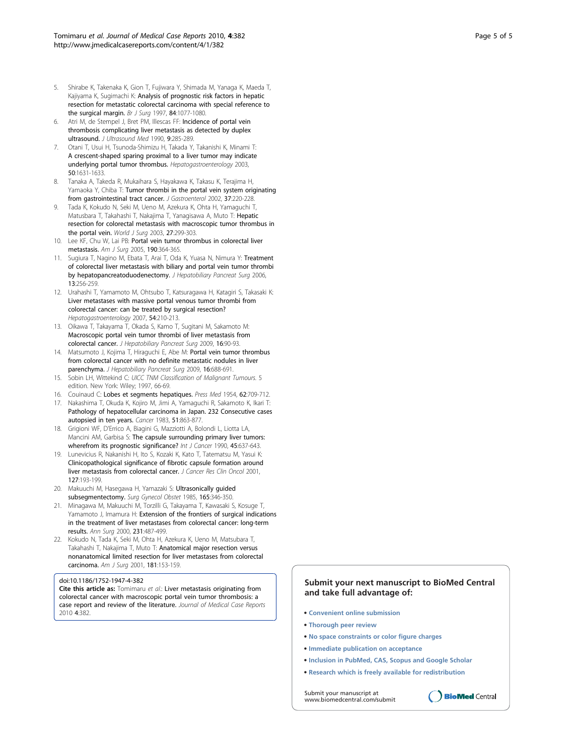5. Shirabe K, Takenaka K, Gion T, Fujiwara Y, Shimada M, Yanaga K, Maeda T, Kajiyama K, Sugimachi K: **Analysis of prognostic risk factors in hepatic resection for metastatic colorectal carcinoma with special reference to the surgical margin.** *Br J Surg* 1997, **84**:1077-1080.
6. Atri M, de Stempel J, Bret PM, Illescas FF: **Incidence of portal vein thrombosis complicating liver metastasis as detected by duplex ultrasound.** *J Ultrasound Med* 1990, **9**:285-289.
7. Otani T, Usui H, Tsunoda-Shimizu H, Takada Y, Takanishi K, Minami T: **A crescent-shaped sparing proximal to a liver tumor may indicate underlying portal tumor thrombus.** *Hepatogastroenterology* 2003, **50**:1631-1633.
8. Tanaka A, Takeda R, Mukaihara S, Hayakawa K, Takasu K, Terajima H, Yamaoka Y, Chiba T: **Tumor thrombi in the portal vein system originating from gastrointestinal tract cancer.** *J Gastroenterol* 2002, **37**:220-228.
9. Tada K, Kokudo N, Seki M, Ueno M, Azekura K, Ohta H, Yamaguchi T, Matusbara T, Takahashi T, Nakajima T, Yanagisawa A, Muto T: **Hepatic resection for colorectal metastasis with macroscopic tumor thrombus in the portal vein.** *World J Surg* 2003, **27**:299-303.
10. Lee KF, Chu W, Lai PB: **Portal vein tumor thrombus in colorectal liver metastasis.** *Am J Surg* 2005, **190**:364-365.
11. Sugiura T, Nagino M, Ebata T, Arai T, Oda K, Yuasa N, Nimura Y: **Treatment of colorectal liver metastasis with biliary and portal vein tumor thrombi by hepatopancreatoduodenectomy.** *J Hepatobiliary Pancreat Surg* 2006, **13**:256-259.
12. Urahashi T, Yamamoto M, Ohtsubo T, Katsuragawa H, Katagiri S, Takasaki K: **Liver metastases with massive portal venous tumor thrombi from colorectal cancer: can be treated by surgical resection?** *Hepatogastroenterology* 2007, **54**:210-213.
13. Oikawa T, Takayama T, Okada S, Kamo T, Sugitani M, Sakamoto M: **Macroscopic portal vein tumor thrombi of liver metastasis from colorectal cancer.** *J Hepatobiliary Pancreat Surg* 2009, **16**:90-93.
14. Matsumoto J, Kojima T, Hiraguchi E, Abe M: **Portal vein tumor thrombus from colorectal cancer with no definite metastatic nodules in liver parenchyma.** *J Hepatobiliary Pancreat Surg* 2009, **16**:688-691.
15. Sobin LH, Wittekind C: *UICC TNM Classification of Malignant Tumours.* 5 edition. New York: Wiley; 1997, 66-69.
16. Couinaud C: **Lobes et segments hepatiques.** *Press Med* 1954, **62**:709-712.
17. Nakashima T, Okuda K, Kojiro M, Jimi A, Yamaguchi R, Sakamoto K, Ikari T: **Pathology of hepatocellular carcinoma in Japan. 232 Consecutive cases autopsied in ten years.** *Cancer* 1983, **51**:863-877.
18. Grigioni WF, D'Errico A, Biagini G, Mazziotti A, Bolondi L, Liotta LA, Mancini AM, Garbisa S: **The capsule surrounding primary liver tumors: wherefrom its prognostic significance?** *Int J Cancer* 1990, **45**:637-643.
19. Lunevicius R, Nakanishi H, Ito S, Kozaki K, Kato T, Tatematsu M, Yasui K: **Clinicopathological significance of fibrotic capsule formation around liver metastasis from colorectal cancer.** *J Cancer Res Clin Oncol* 2001, **127**:193-199.
20. Makuuchi M, Hasegawa H, Yamazaki S: **Ultrasonically guided subsegmentectomy.** *Surg Gynecol Obstet* 1985, **165**:346-350.
21. Minagawa M, Makuuchi M, Torzilli G, Takayama T, Kawasaki S, Kosuge T, Yamamoto J, Imamura H: **Extension of the frontiers of surgical indications in the treatment of liver metastases from colorectal cancer: long-term results.** *Ann Surg* 2000, **231**:487-499.
22. Kokudo N, Tada K, Seki M, Ohta H, Azekura K, Ueno M, Matsubara T, Takahashi T, Nakajima T, Muto T: **Anatomical major resection versus nonanatomical limited resection for liver metastases from colorectal carcinoma.** *Am J Surg* 2001, **181**:153-159.

doi:10.1186/1752-1947-4-382

**Cite this article as:** Tomimaru *et al.*: Liver metastasis originating from colorectal cancer with macroscopic portal vein tumor thrombosis: a case report and review of the literature. *Journal of Medical Case Reports* 2010 **4**:382.

**Submit your next manuscript to BioMed Central and take full advantage of:**

- **Convenient online submission**
- **Thorough peer review**
- **No space constraints or color figure charges**
- **Immediate publication on acceptance**
- **Inclusion in PubMed, CAS, Scopus and Google Scholar**
- **Research which is freely available for redistribution**

Submit your manuscript at www.biomedcentral.com/submit

BioMed Central